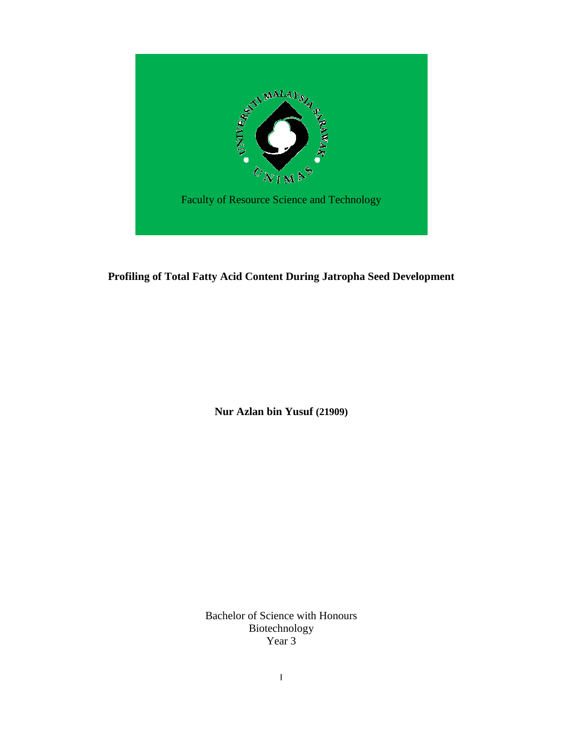Faculty of Resource Science and Technology

**Profiling of Total Fatty Acid Content During Jatropha Seed Development**

**Nur Azlan bin Yusuf (21909)**

Bachelor of Science with Honours
Biotechnology
Year 3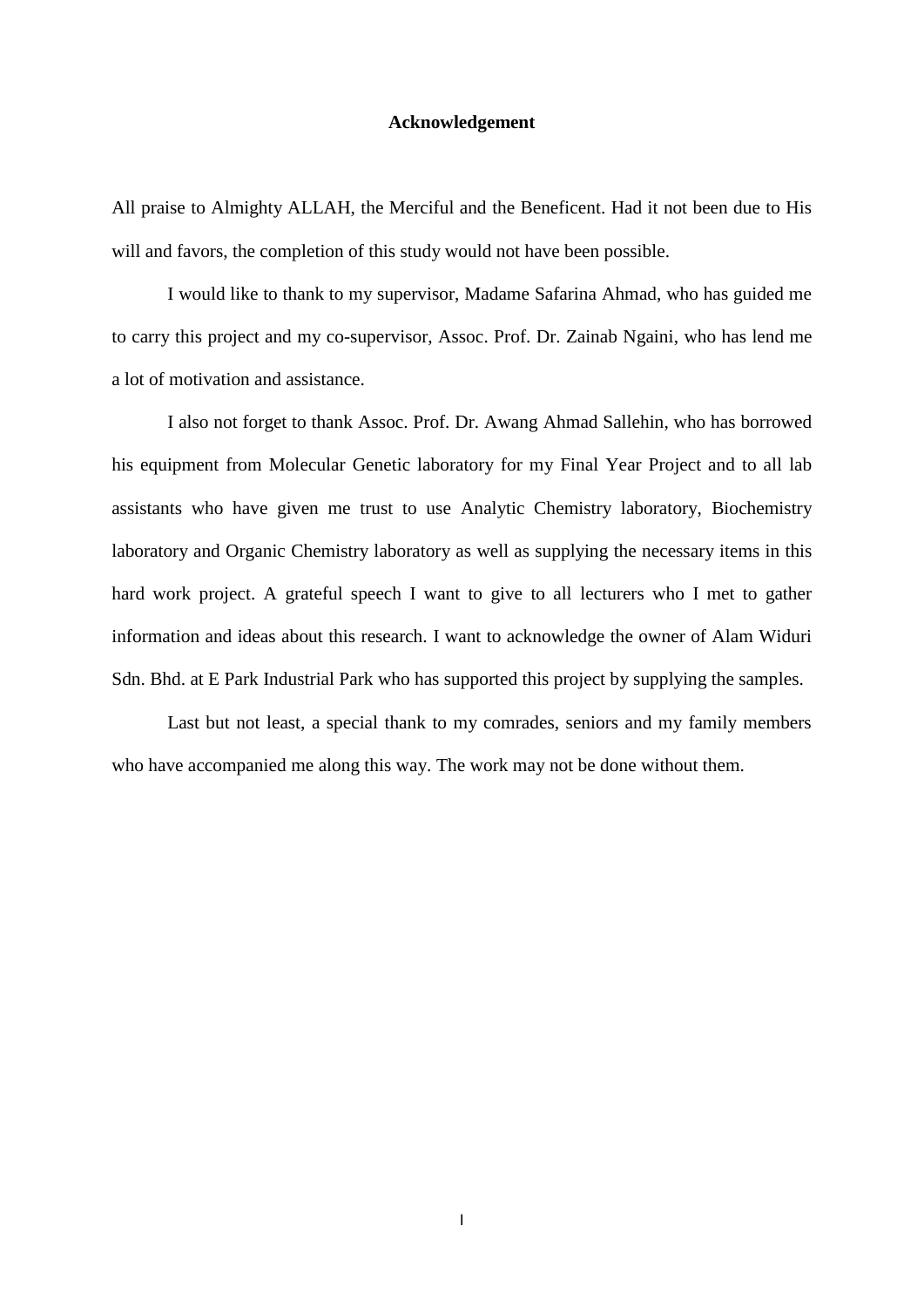# Acknowledgement

All praise to Almighty ALLAH, the Merciful and the Beneficent. Had it not been due to His will and favors, the completion of this study would not have been possible.

I would like to thank to my supervisor, Madame Safarina Ahmad, who has guided me to carry this project and my co-supervisor, Assoc. Prof. Dr. Zainab Ngaini, who has lend me a lot of motivation and assistance.

I also not forget to thank Assoc. Prof. Dr. Awang Ahmad Sallehin, who has borrowed his equipment from Molecular Genetic laboratory for my Final Year Project and to all lab assistants who have given me trust to use Analytic Chemistry laboratory, Biochemistry laboratory and Organic Chemistry laboratory as well as supplying the necessary items in this hard work project. A grateful speech I want to give to all lecturers who I met to gather information and ideas about this research. I want to acknowledge the owner of Alam Widuri Sdn. Bhd. at E Park Industrial Park who has supported this project by supplying the samples.

Last but not least, a special thank to my comrades, seniors and my family members who have accompanied me along this way. The work may not be done without them.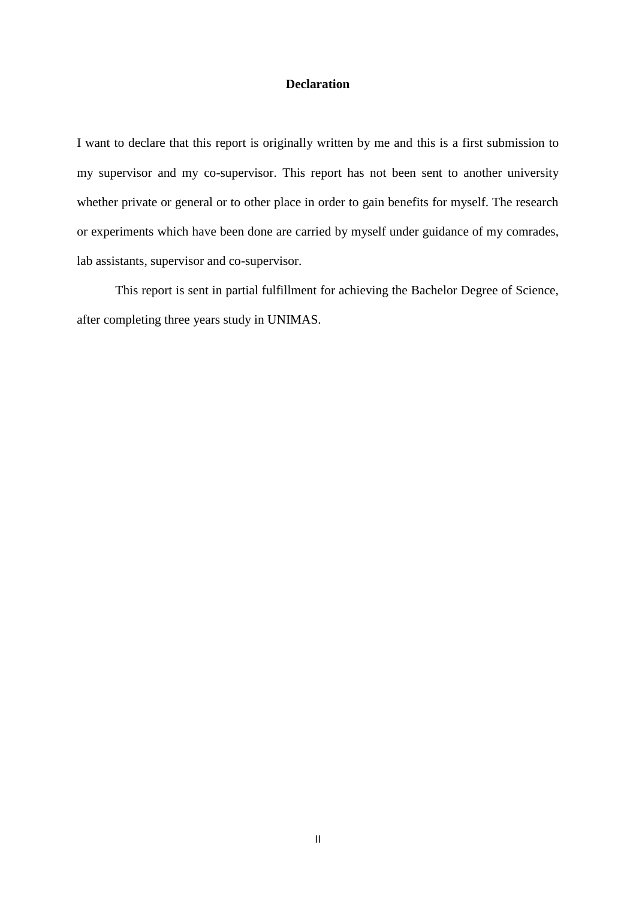# Declaration

I want to declare that this report is originally written by me and this is a first submission to my supervisor and my co-supervisor. This report has not been sent to another university whether private or general or to other place in order to gain benefits for myself. The research or experiments which have been done are carried by myself under guidance of my comrades, lab assistants, supervisor and co-supervisor.

This report is sent in partial fulfillment for achieving the Bachelor Degree of Science, after completing three years study in UNIMAS.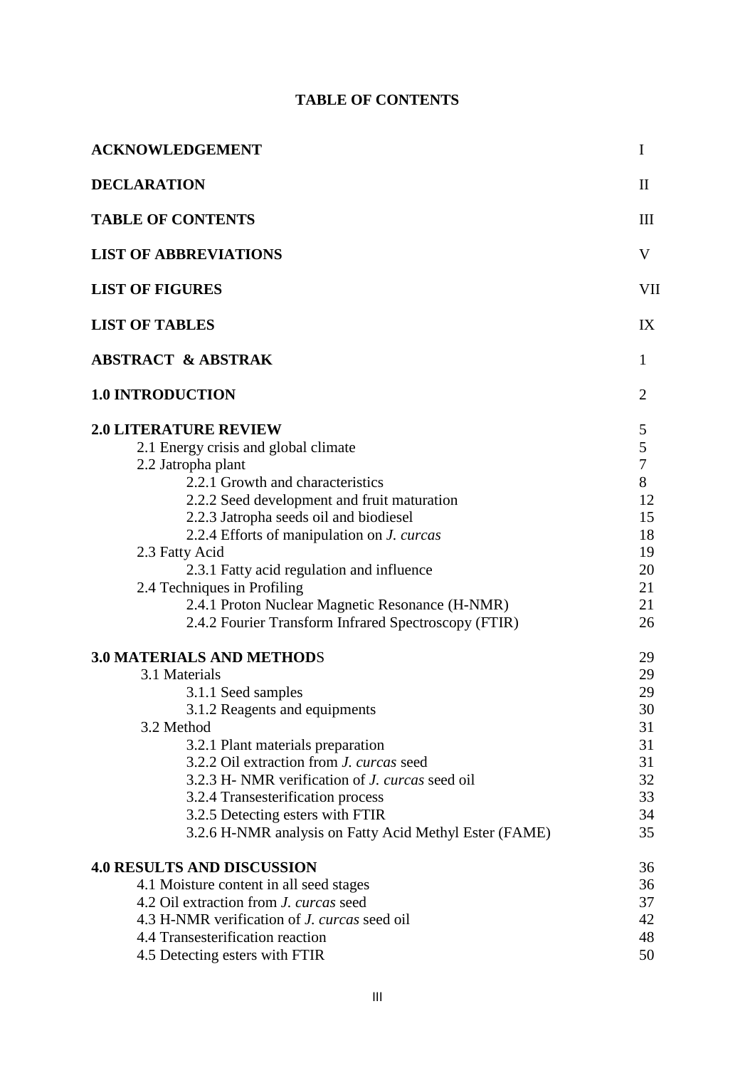# TABLE OF CONTENTS

| | |
|---|---|
| **ACKNOWLEDGEMENT** | I |
| **DECLARATION** | II |
| **TABLE OF CONTENTS** | III |
| **LIST OF ABBREVIATIONS** | V |
| **LIST OF FIGURES** | VII |
| **LIST OF TABLES** | IX |
| **ABSTRACT & ABSTRAK** | 1 |
| **1.0 INTRODUCTION** | 2 |
| **2.0 LITERATURE REVIEW** | 5 |
| 2.1 Energy crisis and global climate | 5 |
| 2.2 Jatropha plant | 7 |
| 2.2.1 Growth and characteristics | 8 |
| 2.2.2 Seed development and fruit maturation | 12 |
| 2.2.3 Jatropha seeds oil and biodiesel | 15 |
| 2.2.4 Efforts of manipulation on *J. curcas* | 18 |
| 2.3 Fatty Acid | 19 |
| 2.3.1 Fatty acid regulation and influence | 20 |
| 2.4 Techniques in Profiling | 21 |
| 2.4.1 Proton Nuclear Magnetic Resonance (H-NMR) | 21 |
| 2.4.2 Fourier Transform Infrared Spectroscopy (FTIR) | 26 |
| **3.0 MATERIALS AND METHODS** | 29 |
| 3.1 Materials | 29 |
| 3.1.1 Seed samples | 29 |
| 3.1.2 Reagents and equipments | 30 |
| 3.2 Method | 31 |
| 3.2.1 Plant materials preparation | 31 |
| 3.2.2 Oil extraction from *J. curcas* seed | 31 |
| 3.2.3 H- NMR verification of *J. curcas* seed oil | 32 |
| 3.2.4 Transesterification process | 33 |
| 3.2.5 Detecting esters with FTIR | 34 |
| 3.2.6 H-NMR analysis on Fatty Acid Methyl Ester (FAME) | 35 |
| **4.0 RESULTS AND DISCUSSION** | 36 |
| 4.1 Moisture content in all seed stages | 36 |
| 4.2 Oil extraction from *J. curcas* seed | 37 |
| 4.3 H-NMR verification of *J. curcas* seed oil | 42 |
| 4.4 Transesterification reaction | 48 |
| 4.5 Detecting esters with FTIR | 50 |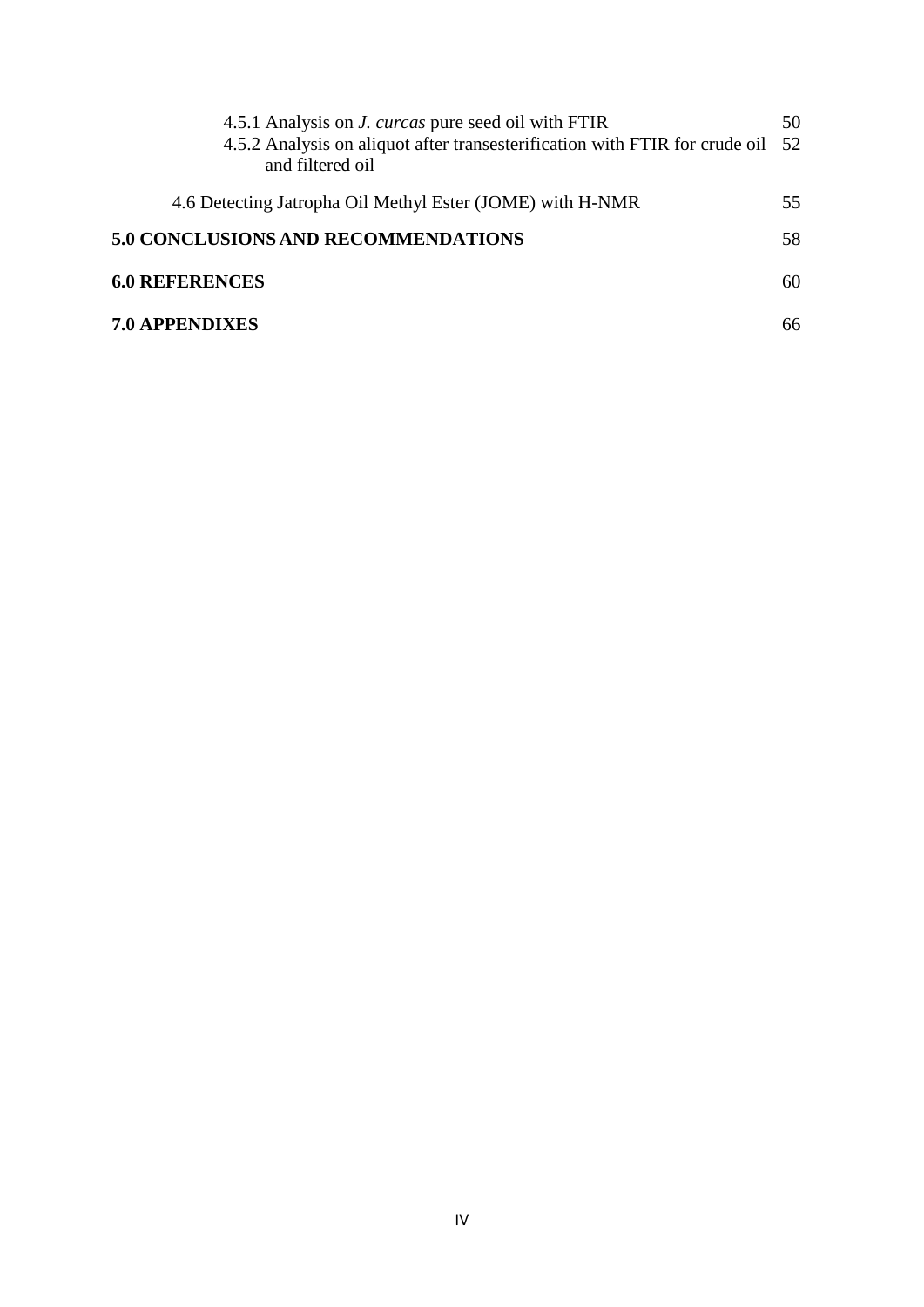4.5.1 Analysis on *J. curcas* pure seed oil with FTIR 50
4.5.2 Analysis on aliquot after transesterification with FTIR for crude oil and filtered oil 52

4.6 Detecting Jatropha Oil Methyl Ester (JOME) with H-NMR 55

**5.0 CONCLUSIONS AND RECOMMENDATIONS** 58

**6.0 REFERENCES** 60

**7.0 APPENDIXES** 66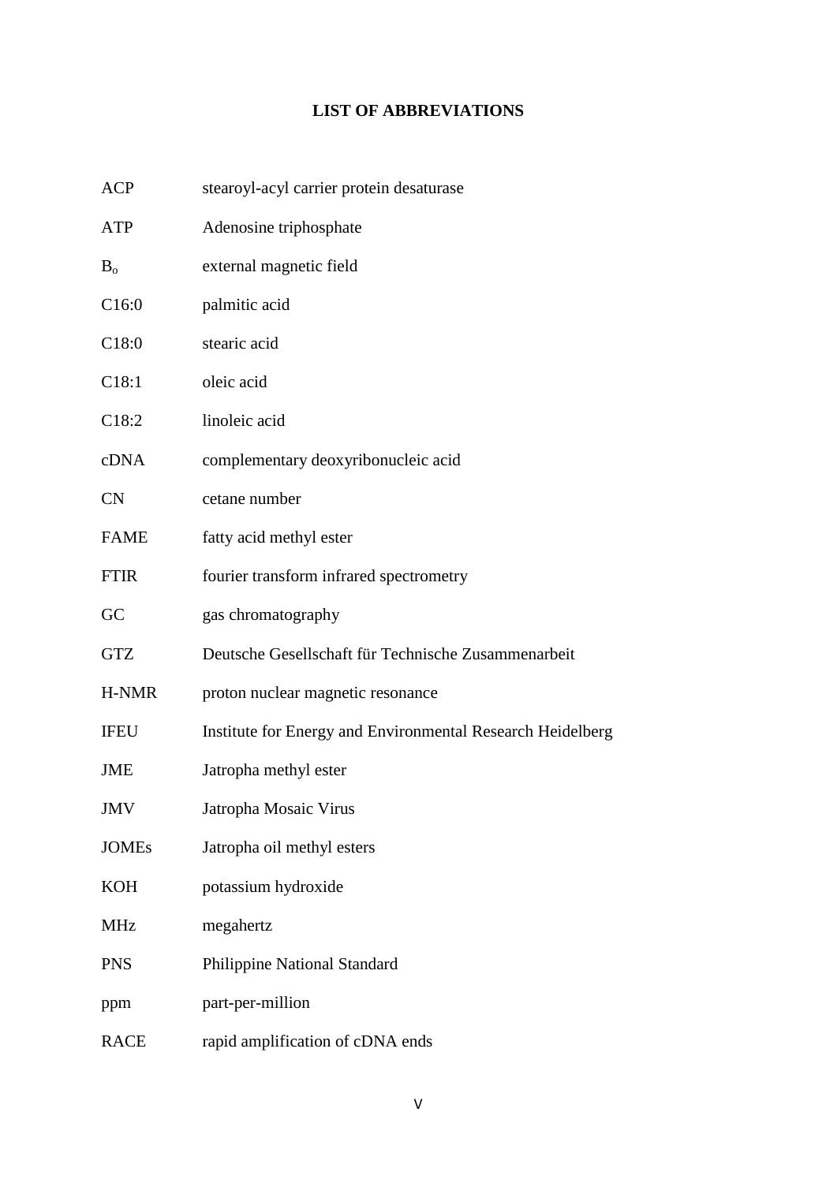# LIST OF ABBREVIATIONS

| | |
|---|---|
| ACP | stearoyl-acyl carrier protein desaturase |
| ATP | Adenosine triphosphate |
| $B_o$ | external magnetic field |
| C16:0 | palmitic acid |
| C18:0 | stearic acid |
| C18:1 | oleic acid |
| C18:2 | linoleic acid |
| cDNA | complementary deoxyribonucleic acid |
| CN | cetane number |
| FAME | fatty acid methyl ester |
| FTIR | fourier transform infrared spectrometry |
| GC | gas chromatography |
| GTZ | Deutsche Gesellschaft für Technische Zusammenarbeit |
| H-NMR | proton nuclear magnetic resonance |
| IFEU | Institute for Energy and Environmental Research Heidelberg |
| JME | Jatropha methyl ester |
| JMV | Jatropha Mosaic Virus |
| JOMEs | Jatropha oil methyl esters |
| KOH | potassium hydroxide |
| MHz | megahertz |
| PNS | Philippine National Standard |
| ppm | part-per-million |
| RACE | rapid amplification of cDNA ends |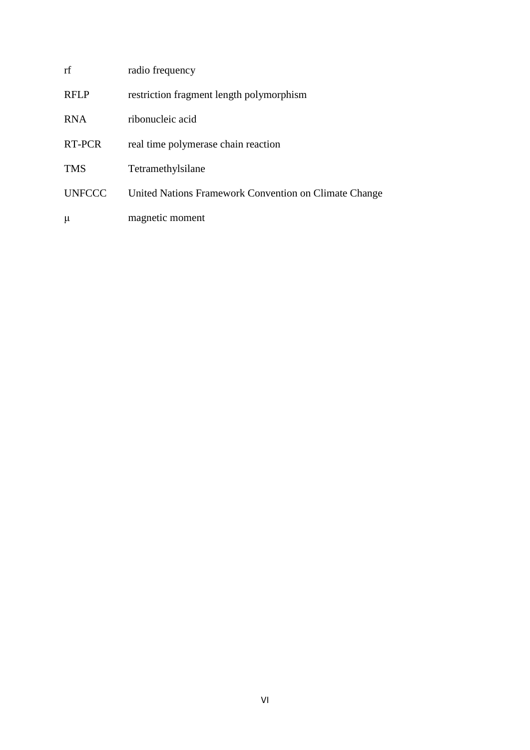| | |
|---|---|
| rf | radio frequency |
| RFLP | restriction fragment length polymorphism |
| RNA | ribonucleic acid |
| RT-PCR | real time polymerase chain reaction |
| TMS | Tetramethylsilane |
| UNFCCC | United Nations Framework Convention on Climate Change |
| $\mu$ | magnetic moment |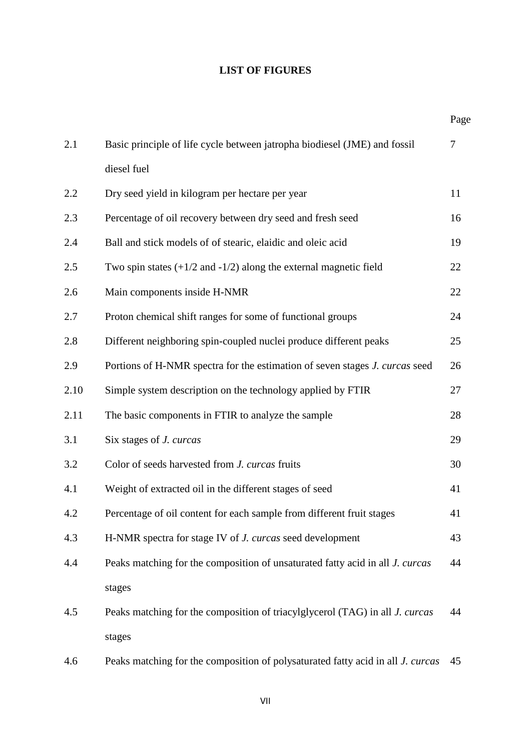# LIST OF FIGURES

| | | Page |
|---|---|---|
| 2.1 | Basic principle of life cycle between jatropha biodiesel (JME) and fossil diesel fuel | 7 |
| 2.2 | Dry seed yield in kilogram per hectare per year | 11 |
| 2.3 | Percentage of oil recovery between dry seed and fresh seed | 16 |
| 2.4 | Ball and stick models of of stearic, elaidic and oleic acid | 19 |
| 2.5 | Two spin states (+1/2 and -1/2) along the external magnetic field | 22 |
| 2.6 | Main components inside H-NMR | 22 |
| 2.7 | Proton chemical shift ranges for some of functional groups | 24 |
| 2.8 | Different neighboring spin-coupled nuclei produce different peaks | 25 |
| 2.9 | Portions of H-NMR spectra for the estimation of seven stages *J. curcas* seed | 26 |
| 2.10 | Simple system description on the technology applied by FTIR | 27 |
| 2.11 | The basic components in FTIR to analyze the sample | 28 |
| 3.1 | Six stages of *J. curcas* | 29 |
| 3.2 | Color of seeds harvested from *J. curcas* fruits | 30 |
| 4.1 | Weight of extracted oil in the different stages of seed | 41 |
| 4.2 | Percentage of oil content for each sample from different fruit stages | 41 |
| 4.3 | H-NMR spectra for stage IV of *J. curcas* seed development | 43 |
| 4.4 | Peaks matching for the composition of unsaturated fatty acid in all *J. curcas* stages | 44 |
| 4.5 | Peaks matching for the composition of triacylglycerol (TAG) in all *J. curcas* stages | 44 |
| 4.6 | Peaks matching for the composition of polysaturated fatty acid in all *J. curcas* | 45 |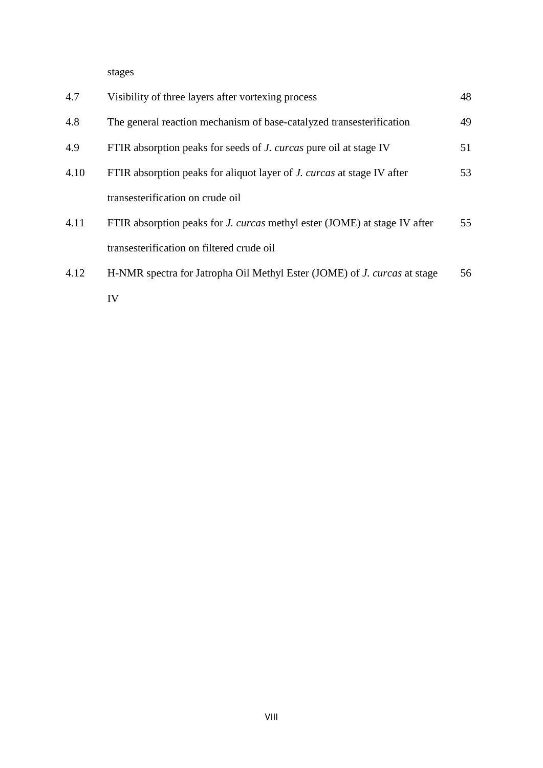| | | |
|---|---|---|
| | stages | |
| 4.7 | Visibility of three layers after vortexing process | 48 |
| 4.8 | The general reaction mechanism of base-catalyzed transesterification | 49 |
| 4.9 | FTIR absorption peaks for seeds of *J. curcas* pure oil at stage IV | 51 |
| 4.10 | FTIR absorption peaks for aliquot layer of *J. curcas* at stage IV after transesterification on crude oil | 53 |
| 4.11 | FTIR absorption peaks for *J. curcas* methyl ester (JOME) at stage IV after transesterification on filtered crude oil | 55 |
| 4.12 | H-NMR spectra for Jatropha Oil Methyl Ester (JOME) of *J. curcas* at stage IV | 56 |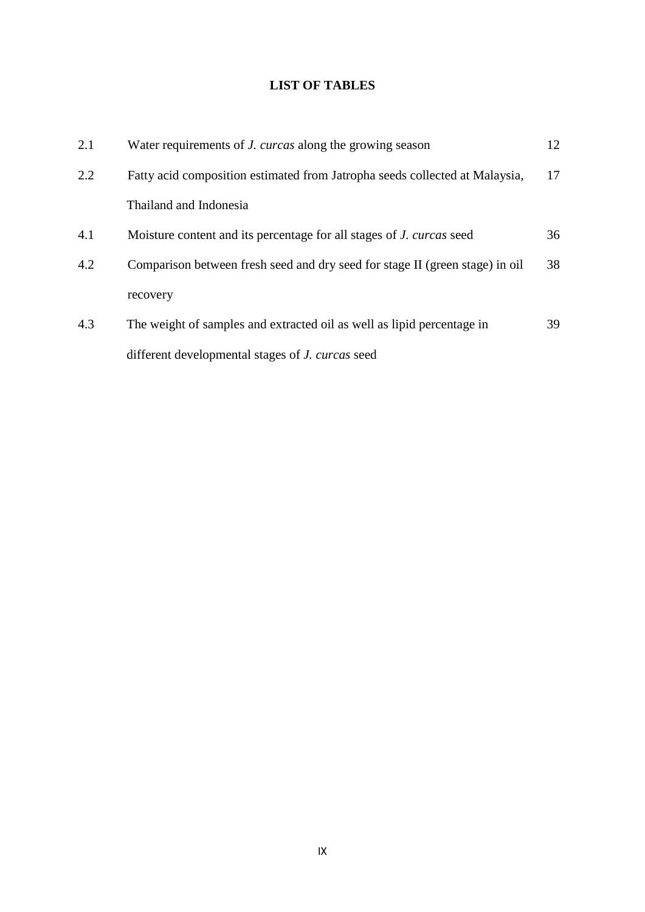# LIST OF TABLES

| | | |
|---|---|---|
| 2.1 | Water requirements of *J. curcas* along the growing season | 12 |
| 2.2 | Fatty acid composition estimated from Jatropha seeds collected at Malaysia, Thailand and Indonesia | 17 |
| 4.1 | Moisture content and its percentage for all stages of *J. curcas* seed | 36 |
| 4.2 | Comparison between fresh seed and dry seed for stage II (green stage) in oil recovery | 38 |
| 4.3 | The weight of samples and extracted oil as well as lipid percentage in different developmental stages of *J. curcas* seed | 39 |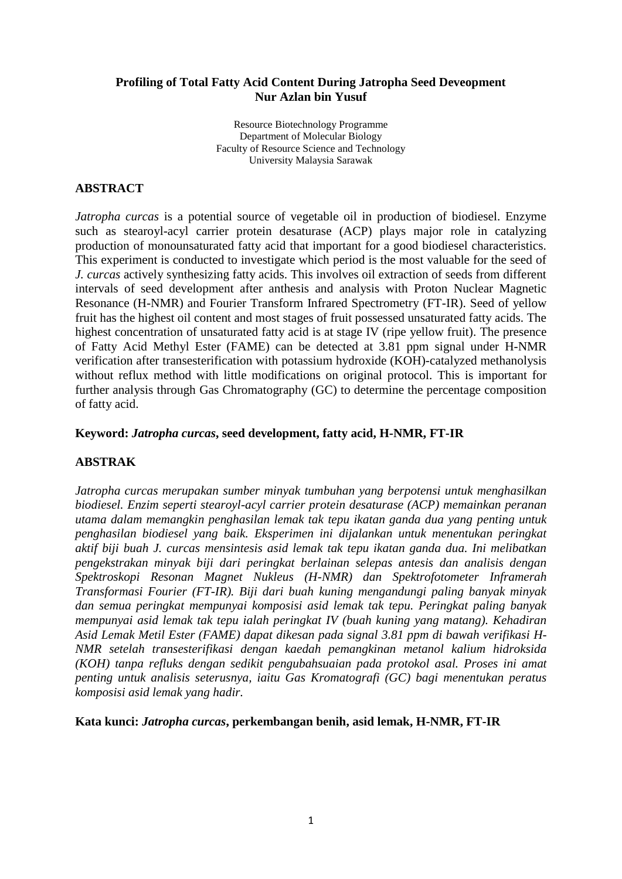**Profiling of Total Fatty Acid Content During Jatropha Seed Deveopment**
**Nur Azlan bin Yusuf**

Resource Biotechnology Programme
Department of Molecular Biology
Faculty of Resource Science and Technology
University Malaysia Sarawak

## ABSTRACT

*Jatropha curcas* is a potential source of vegetable oil in production of biodiesel. Enzyme such as stearoyl-acyl carrier protein desaturase (ACP) plays major role in catalyzing production of monounsaturated fatty acid that important for a good biodiesel characteristics. This experiment is conducted to investigate which period is the most valuable for the seed of *J. curcas* actively synthesizing fatty acids. This involves oil extraction of seeds from different intervals of seed development after anthesis and analysis with Proton Nuclear Magnetic Resonance (H-NMR) and Fourier Transform Infrared Spectrometry (FT-IR). Seed of yellow fruit has the highest oil content and most stages of fruit possessed unsaturated fatty acids. The highest concentration of unsaturated fatty acid is at stage IV (ripe yellow fruit). The presence of Fatty Acid Methyl Ester (FAME) can be detected at 3.81 ppm signal under H-NMR verification after transesterification with potassium hydroxide (KOH)-catalyzed methanolysis without reflux method with little modifications on original protocol. This is important for further analysis through Gas Chromatography (GC) to determine the percentage composition of fatty acid.

**Keyword: *Jatropha curcas*, seed development, fatty acid, H-NMR, FT-IR**

## ABSTRAK

*Jatropha curcas merupakan sumber minyak tumbuhan yang berpotensi untuk menghasilkan biodiesel. Enzim seperti stearoyl-acyl carrier protein desaturase (ACP) memainkan peranan utama dalam memangkin penghasilan lemak tak tepu ikatan ganda dua yang penting untuk penghasilan biodiesel yang baik. Eksperimen ini dijalankan untuk menentukan peringkat aktif biji buah J. curcas mensintesis asid lemak tak tepu ikatan ganda dua. Ini melibatkan pengekstrakan minyak biji dari peringkat berlainan selepas antesis dan analisis dengan Spektroskopi Resonan Magnet Nukleus (H-NMR) dan Spektrofotometer Inframerah Transformasi Fourier (FT-IR). Biji dari buah kuning mengandungi paling banyak minyak dan semua peringkat mempunyai komposisi asid lemak tak tepu. Peringkat paling banyak mempunyai asid lemak tak tepu ialah peringkat IV (buah kuning yang matang). Kehadiran Asid Lemak Metil Ester (FAME) dapat dikesan pada signal 3.81 ppm di bawah verifikasi H-NMR setelah transesterifikasi dengan kaedah pemangkinan metanol kalium hidroksida (KOH) tanpa refluks dengan sedikit pengubahsuaian pada protokol asal. Proses ini amat penting untuk analisis seterusnya, iaitu Gas Kromatografi (GC) bagi menentukan peratus komposisi asid lemak yang hadir.*

**Kata kunci: *Jatropha curcas*, perkembangan benih, asid lemak, H-NMR, FT-IR**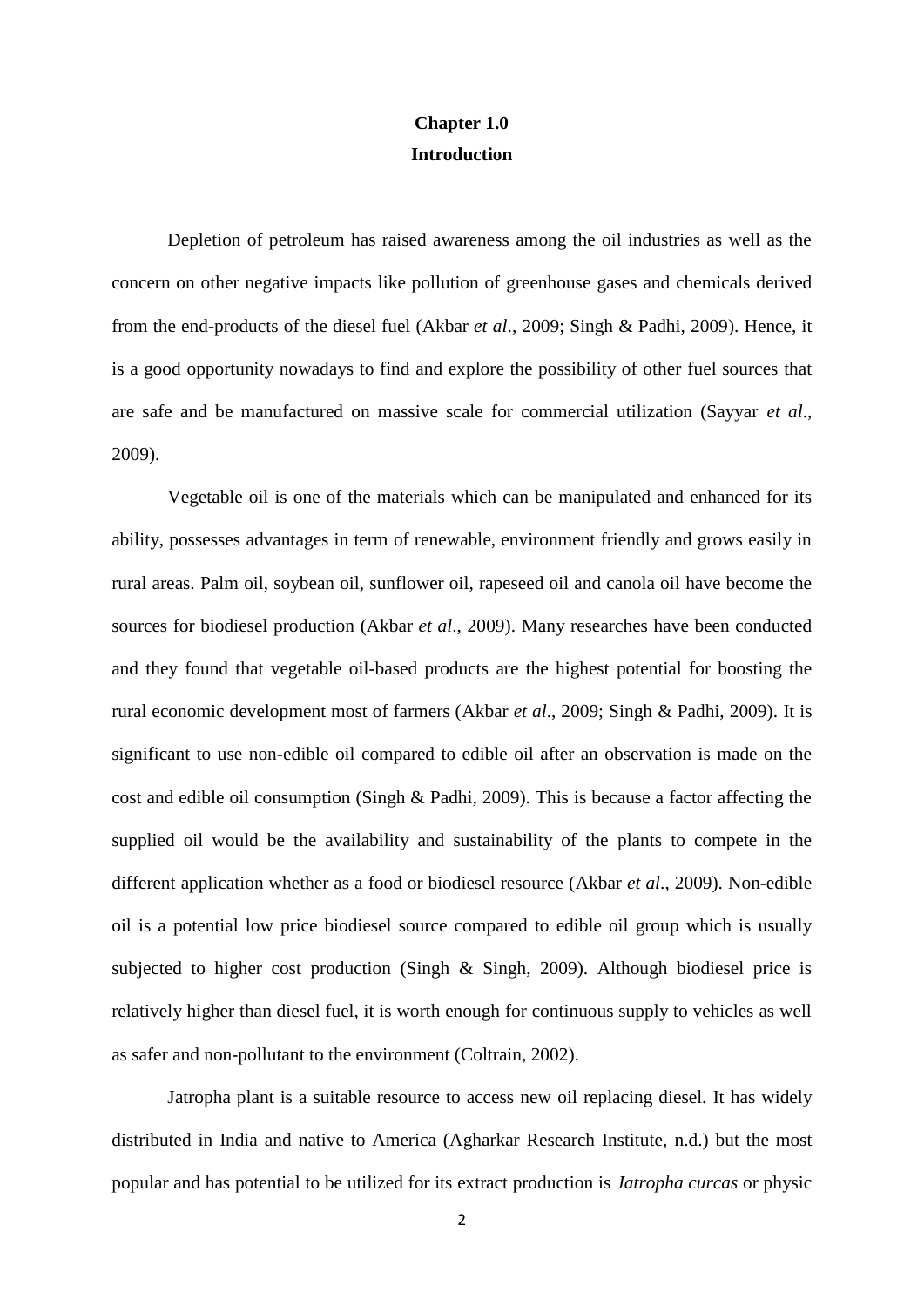# Chapter 1.0
# Introduction

Depletion of petroleum has raised awareness among the oil industries as well as the concern on other negative impacts like pollution of greenhouse gases and chemicals derived from the end-products of the diesel fuel (Akbar *et al*., 2009; Singh & Padhi, 2009). Hence, it is a good opportunity nowadays to find and explore the possibility of other fuel sources that are safe and be manufactured on massive scale for commercial utilization (Sayyar *et al*., 2009).

Vegetable oil is one of the materials which can be manipulated and enhanced for its ability, possesses advantages in term of renewable, environment friendly and grows easily in rural areas. Palm oil, soybean oil, sunflower oil, rapeseed oil and canola oil have become the sources for biodiesel production (Akbar *et al*., 2009). Many researches have been conducted and they found that vegetable oil-based products are the highest potential for boosting the rural economic development most of farmers (Akbar *et al*., 2009; Singh & Padhi, 2009). It is significant to use non-edible oil compared to edible oil after an observation is made on the cost and edible oil consumption (Singh & Padhi, 2009). This is because a factor affecting the supplied oil would be the availability and sustainability of the plants to compete in the different application whether as a food or biodiesel resource (Akbar *et al*., 2009). Non-edible oil is a potential low price biodiesel source compared to edible oil group which is usually subjected to higher cost production (Singh & Singh, 2009). Although biodiesel price is relatively higher than diesel fuel, it is worth enough for continuous supply to vehicles as well as safer and non-pollutant to the environment (Coltrain, 2002).

Jatropha plant is a suitable resource to access new oil replacing diesel. It has widely distributed in India and native to America (Agharkar Research Institute, n.d.) but the most popular and has potential to be utilized for its extract production is *Jatropha curcas* or physic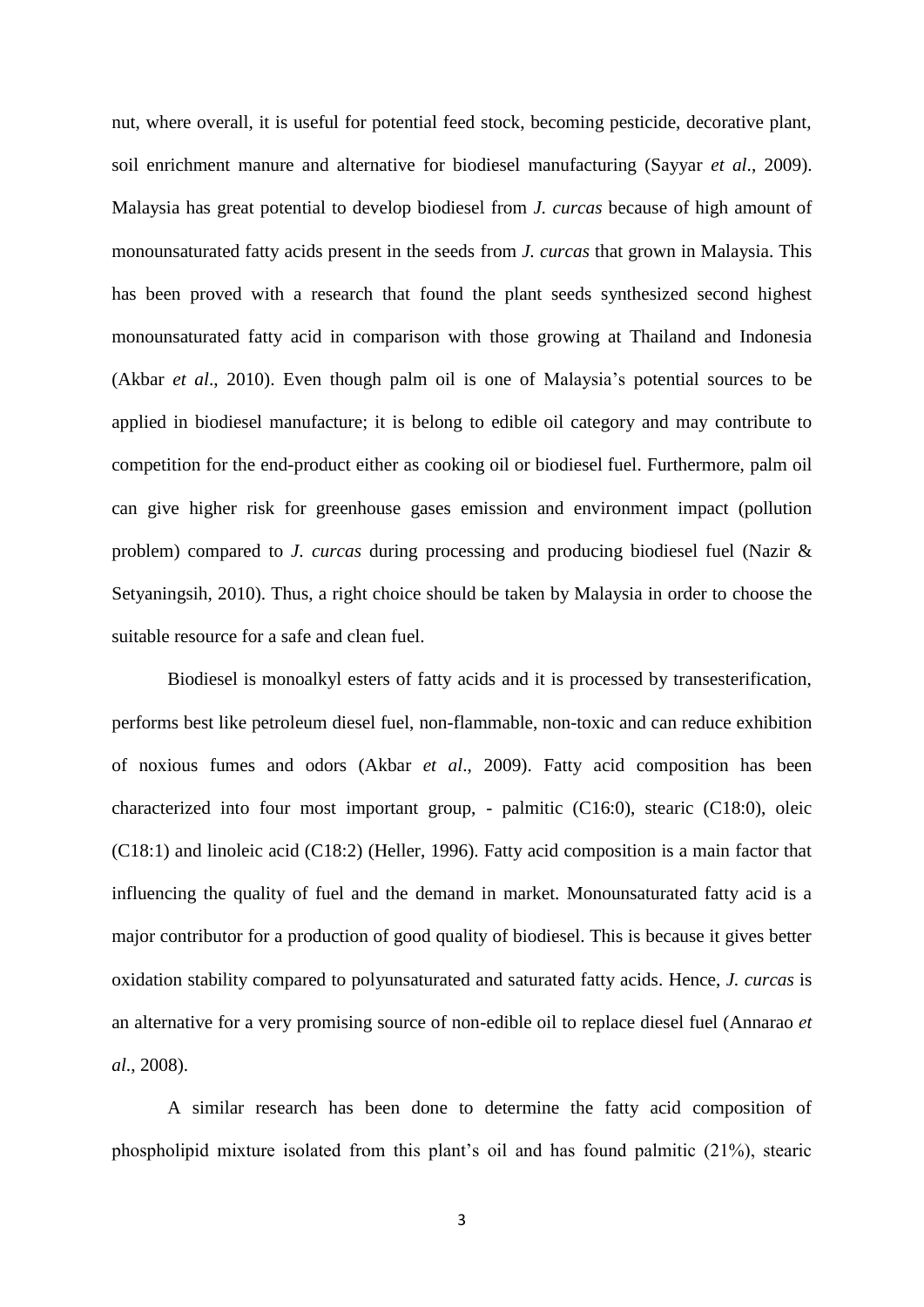nut, where overall, it is useful for potential feed stock, becoming pesticide, decorative plant, soil enrichment manure and alternative for biodiesel manufacturing (Sayyar *et al*., 2009). Malaysia has great potential to develop biodiesel from *J. curcas* because of high amount of monounsaturated fatty acids present in the seeds from *J. curcas* that grown in Malaysia. This has been proved with a research that found the plant seeds synthesized second highest monounsaturated fatty acid in comparison with those growing at Thailand and Indonesia (Akbar *et al*., 2010). Even though palm oil is one of Malaysia's potential sources to be applied in biodiesel manufacture; it is belong to edible oil category and may contribute to competition for the end-product either as cooking oil or biodiesel fuel. Furthermore, palm oil can give higher risk for greenhouse gases emission and environment impact (pollution problem) compared to *J. curcas* during processing and producing biodiesel fuel (Nazir & Setyaningsih, 2010). Thus, a right choice should be taken by Malaysia in order to choose the suitable resource for a safe and clean fuel.

Biodiesel is monoalkyl esters of fatty acids and it is processed by transesterification, performs best like petroleum diesel fuel, non-flammable, non-toxic and can reduce exhibition of noxious fumes and odors (Akbar *et al*., 2009). Fatty acid composition has been characterized into four most important group, - palmitic (C16:0), stearic (C18:0), oleic (C18:1) and linoleic acid (C18:2) (Heller, 1996). Fatty acid composition is a main factor that influencing the quality of fuel and the demand in market. Monounsaturated fatty acid is a major contributor for a production of good quality of biodiesel. This is because it gives better oxidation stability compared to polyunsaturated and saturated fatty acids. Hence, *J. curcas* is an alternative for a very promising source of non-edible oil to replace diesel fuel (Annarao *et al*., 2008).

A similar research has been done to determine the fatty acid composition of phospholipid mixture isolated from this plant's oil and has found palmitic (21%), stearic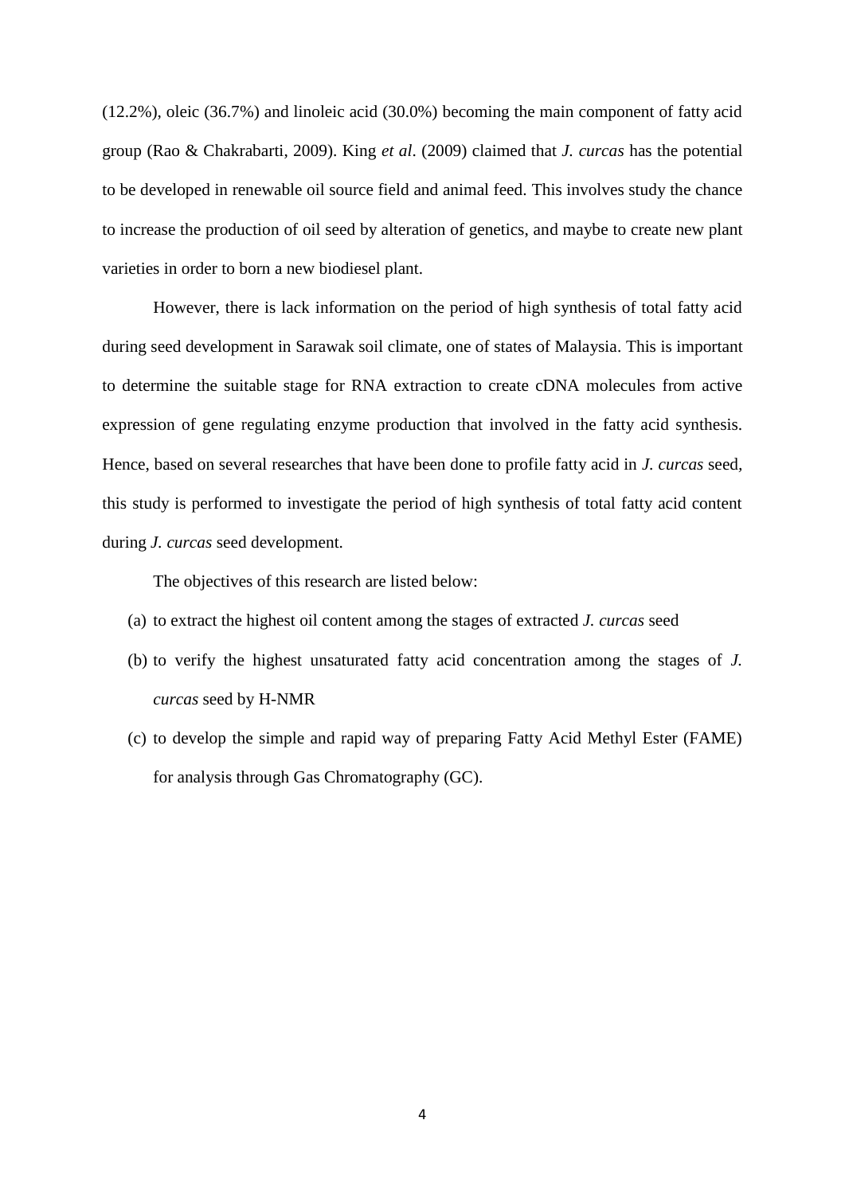(12.2%), oleic (36.7%) and linoleic acid (30.0%) becoming the main component of fatty acid group (Rao & Chakrabarti, 2009). King *et al*. (2009) claimed that *J. curcas* has the potential to be developed in renewable oil source field and animal feed. This involves study the chance to increase the production of oil seed by alteration of genetics, and maybe to create new plant varieties in order to born a new biodiesel plant.

However, there is lack information on the period of high synthesis of total fatty acid during seed development in Sarawak soil climate, one of states of Malaysia. This is important to determine the suitable stage for RNA extraction to create cDNA molecules from active expression of gene regulating enzyme production that involved in the fatty acid synthesis. Hence, based on several researches that have been done to profile fatty acid in *J. curcas* seed, this study is performed to investigate the period of high synthesis of total fatty acid content during *J. curcas* seed development.

The objectives of this research are listed below:

(a) to extract the highest oil content among the stages of extracted *J. curcas* seed

(b) to verify the highest unsaturated fatty acid concentration among the stages of *J. curcas* seed by H-NMR

(c) to develop the simple and rapid way of preparing Fatty Acid Methyl Ester (FAME) for analysis through Gas Chromatography (GC).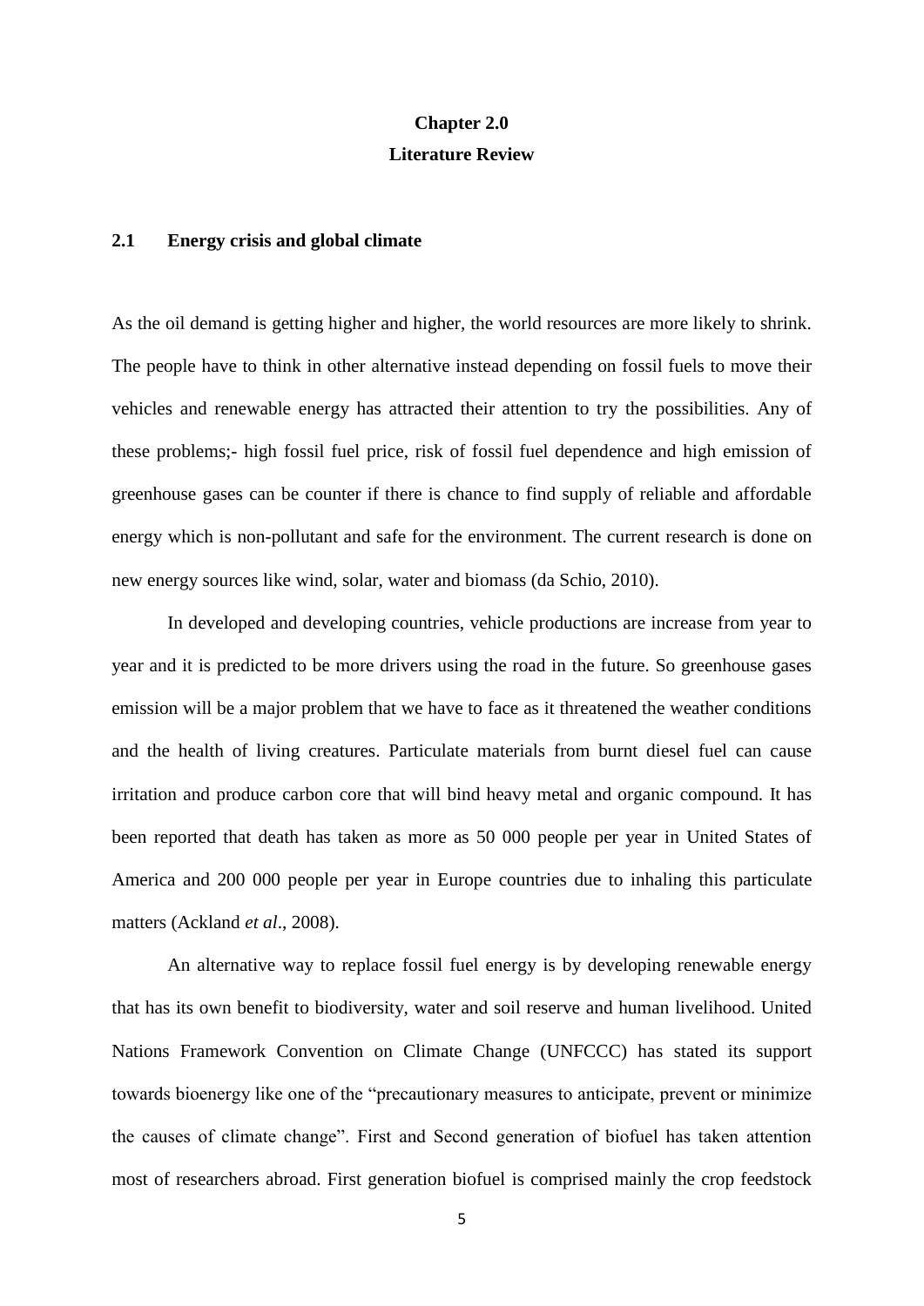# Chapter 2.0
# Literature Review

## 2.1 Energy crisis and global climate

As the oil demand is getting higher and higher, the world resources are more likely to shrink. The people have to think in other alternative instead depending on fossil fuels to move their vehicles and renewable energy has attracted their attention to try the possibilities. Any of these problems;- high fossil fuel price, risk of fossil fuel dependence and high emission of greenhouse gases can be counter if there is chance to find supply of reliable and affordable energy which is non-pollutant and safe for the environment. The current research is done on new energy sources like wind, solar, water and biomass (da Schio, 2010).

In developed and developing countries, vehicle productions are increase from year to year and it is predicted to be more drivers using the road in the future. So greenhouse gases emission will be a major problem that we have to face as it threatened the weather conditions and the health of living creatures. Particulate materials from burnt diesel fuel can cause irritation and produce carbon core that will bind heavy metal and organic compound. It has been reported that death has taken as more as 50 000 people per year in United States of America and 200 000 people per year in Europe countries due to inhaling this particulate matters (Ackland *et al*., 2008).

An alternative way to replace fossil fuel energy is by developing renewable energy that has its own benefit to biodiversity, water and soil reserve and human livelihood. United Nations Framework Convention on Climate Change (UNFCCC) has stated its support towards bioenergy like one of the "precautionary measures to anticipate, prevent or minimize the causes of climate change". First and Second generation of biofuel has taken attention most of researchers abroad. First generation biofuel is comprised mainly the crop feedstock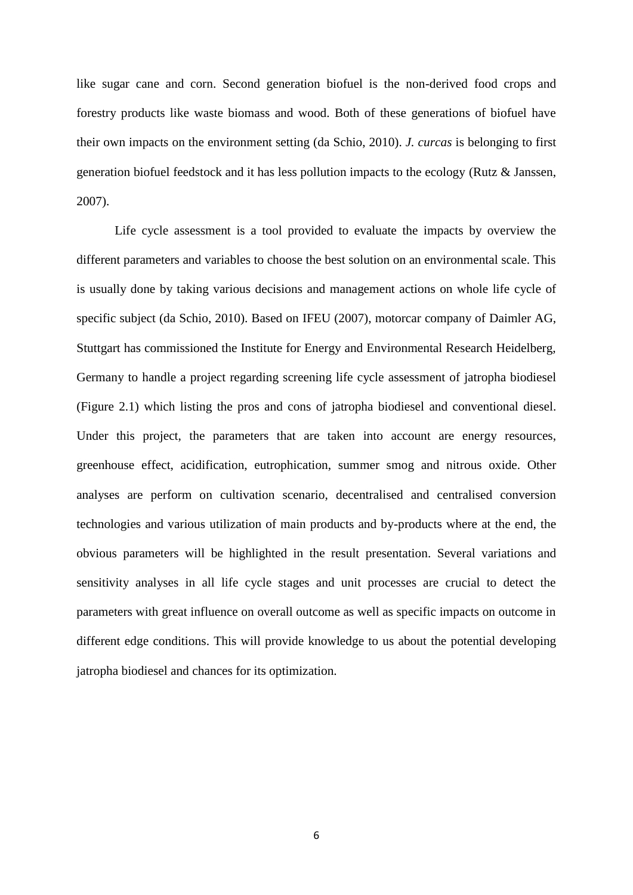like sugar cane and corn. Second generation biofuel is the non-derived food crops and forestry products like waste biomass and wood. Both of these generations of biofuel have their own impacts on the environment setting (da Schio, 2010). *J. curcas* is belonging to first generation biofuel feedstock and it has less pollution impacts to the ecology (Rutz & Janssen, 2007).

Life cycle assessment is a tool provided to evaluate the impacts by overview the different parameters and variables to choose the best solution on an environmental scale. This is usually done by taking various decisions and management actions on whole life cycle of specific subject (da Schio, 2010). Based on IFEU (2007), motorcar company of Daimler AG, Stuttgart has commissioned the Institute for Energy and Environmental Research Heidelberg, Germany to handle a project regarding screening life cycle assessment of jatropha biodiesel (Figure 2.1) which listing the pros and cons of jatropha biodiesel and conventional diesel. Under this project, the parameters that are taken into account are energy resources, greenhouse effect, acidification, eutrophication, summer smog and nitrous oxide. Other analyses are perform on cultivation scenario, decentralised and centralised conversion technologies and various utilization of main products and by-products where at the end, the obvious parameters will be highlighted in the result presentation. Several variations and sensitivity analyses in all life cycle stages and unit processes are crucial to detect the parameters with great influence on overall outcome as well as specific impacts on outcome in different edge conditions. This will provide knowledge to us about the potential developing jatropha biodiesel and chances for its optimization.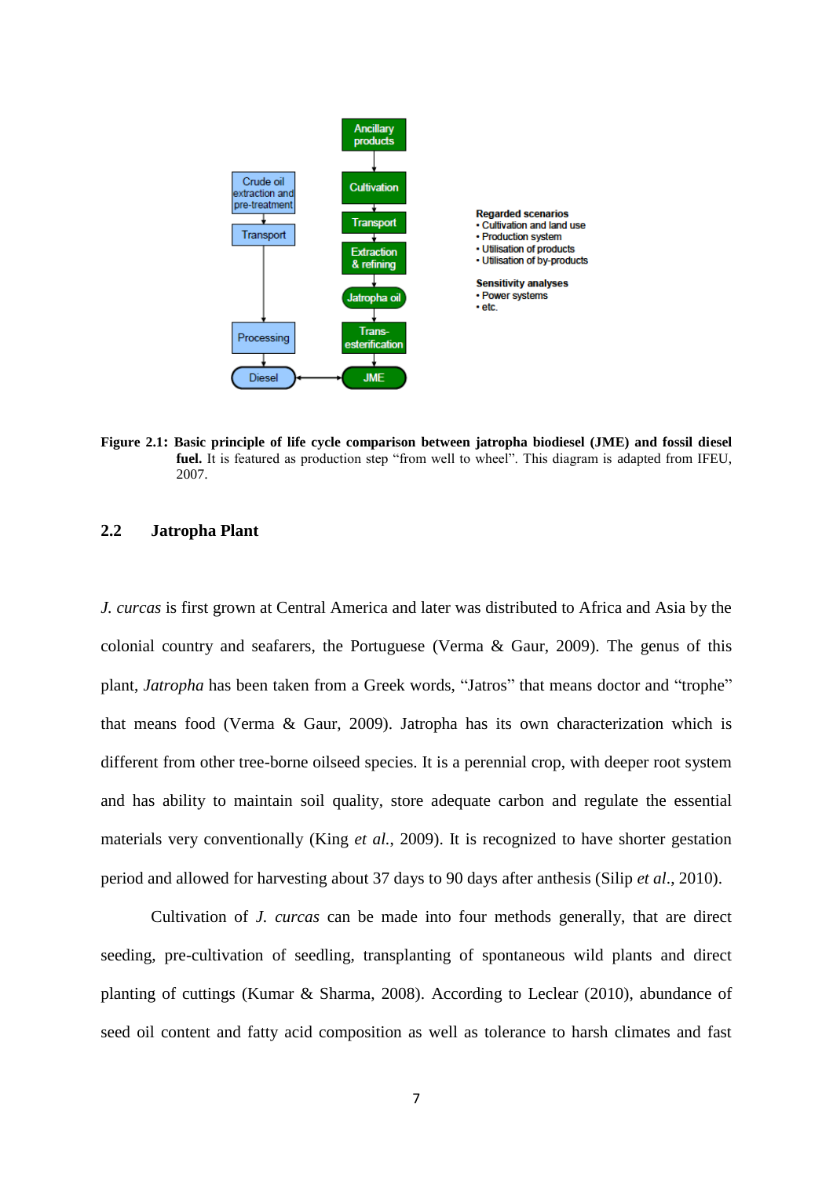**Figure 2.1: Basic principle of life cycle comparison between jatropha biodiesel (JME) and fossil diesel fuel.** It is featured as production step "from well to wheel". This diagram is adapted from IFEU, 2007.

## 2.2 Jatropha Plant

*J. curcas* is first grown at Central America and later was distributed to Africa and Asia by the colonial country and seafarers, the Portuguese (Verma & Gaur, 2009). The genus of this plant, *Jatropha* has been taken from a Greek words, "Jatros" that means doctor and "trophe" that means food (Verma & Gaur, 2009). Jatropha has its own characterization which is different from other tree-borne oilseed species. It is a perennial crop, with deeper root system and has ability to maintain soil quality, store adequate carbon and regulate the essential materials very conventionally (King *et al.*, 2009). It is recognized to have shorter gestation period and allowed for harvesting about 37 days to 90 days after anthesis (Silip *et al*., 2010).

Cultivation of *J. curcas* can be made into four methods generally, that are direct seeding, pre-cultivation of seedling, transplanting of spontaneous wild plants and direct planting of cuttings (Kumar & Sharma, 2008). According to Leclear (2010), abundance of seed oil content and fatty acid composition as well as tolerance to harsh climates and fast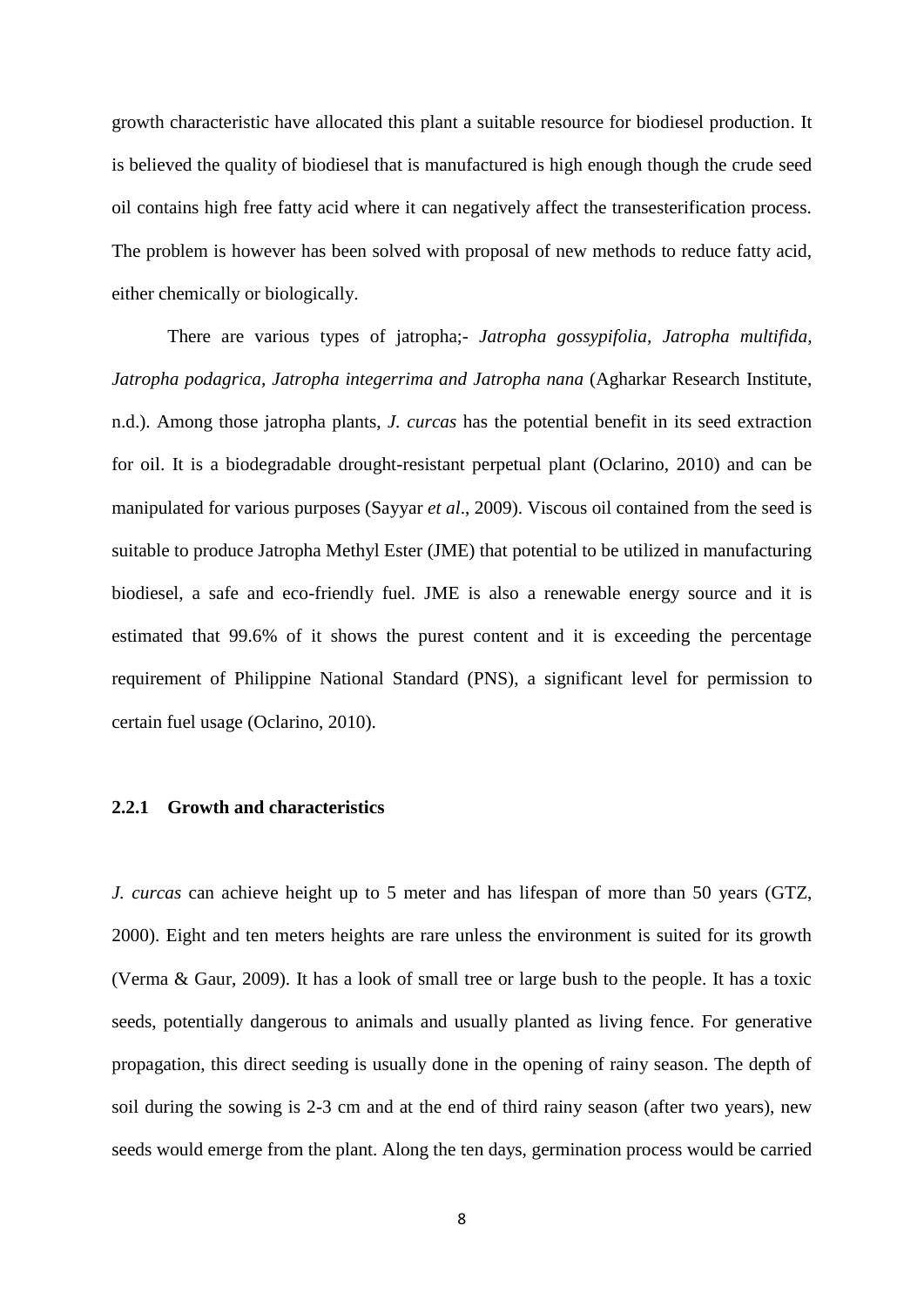growth characteristic have allocated this plant a suitable resource for biodiesel production. It is believed the quality of biodiesel that is manufactured is high enough though the crude seed oil contains high free fatty acid where it can negatively affect the transesterification process. The problem is however has been solved with proposal of new methods to reduce fatty acid, either chemically or biologically.

There are various types of jatropha;- *Jatropha gossypifolia, Jatropha multifida, Jatropha podagrica, Jatropha integerrima and Jatropha nana* (Agharkar Research Institute, n.d.). Among those jatropha plants, *J. curcas* has the potential benefit in its seed extraction for oil. It is a biodegradable drought-resistant perpetual plant (Oclarino, 2010) and can be manipulated for various purposes (Sayyar *et al*., 2009). Viscous oil contained from the seed is suitable to produce Jatropha Methyl Ester (JME) that potential to be utilized in manufacturing biodiesel, a safe and eco-friendly fuel. JME is also a renewable energy source and it is estimated that 99.6% of it shows the purest content and it is exceeding the percentage requirement of Philippine National Standard (PNS), a significant level for permission to certain fuel usage (Oclarino, 2010).

### 2.2.1 Growth and characteristics

*J. curcas* can achieve height up to 5 meter and has lifespan of more than 50 years (GTZ, 2000). Eight and ten meters heights are rare unless the environment is suited for its growth (Verma & Gaur, 2009). It has a look of small tree or large bush to the people. It has a toxic seeds, potentially dangerous to animals and usually planted as living fence. For generative propagation, this direct seeding is usually done in the opening of rainy season. The depth of soil during the sowing is 2-3 cm and at the end of third rainy season (after two years), new seeds would emerge from the plant. Along the ten days, germination process would be carried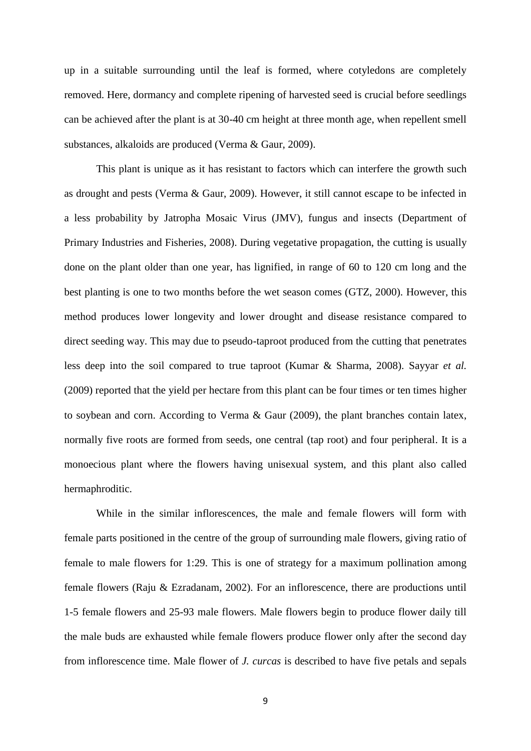up in a suitable surrounding until the leaf is formed, where cotyledons are completely removed. Here, dormancy and complete ripening of harvested seed is crucial before seedlings can be achieved after the plant is at 30-40 cm height at three month age, when repellent smell substances, alkaloids are produced (Verma & Gaur, 2009).

This plant is unique as it has resistant to factors which can interfere the growth such as drought and pests (Verma & Gaur, 2009). However, it still cannot escape to be infected in a less probability by Jatropha Mosaic Virus (JMV), fungus and insects (Department of Primary Industries and Fisheries, 2008). During vegetative propagation, the cutting is usually done on the plant older than one year, has lignified, in range of 60 to 120 cm long and the best planting is one to two months before the wet season comes (GTZ, 2000). However, this method produces lower longevity and lower drought and disease resistance compared to direct seeding way. This may due to pseudo-taproot produced from the cutting that penetrates less deep into the soil compared to true taproot (Kumar & Sharma, 2008). Sayyar *et al.* (2009) reported that the yield per hectare from this plant can be four times or ten times higher to soybean and corn. According to Verma & Gaur (2009), the plant branches contain latex, normally five roots are formed from seeds, one central (tap root) and four peripheral. It is a monoecious plant where the flowers having unisexual system, and this plant also called hermaphroditic.

While in the similar inflorescences, the male and female flowers will form with female parts positioned in the centre of the group of surrounding male flowers, giving ratio of female to male flowers for 1:29. This is one of strategy for a maximum pollination among female flowers (Raju & Ezradanam, 2002). For an inflorescence, there are productions until 1-5 female flowers and 25-93 male flowers. Male flowers begin to produce flower daily till the male buds are exhausted while female flowers produce flower only after the second day from inflorescence time. Male flower of *J. curcas* is described to have five petals and sepals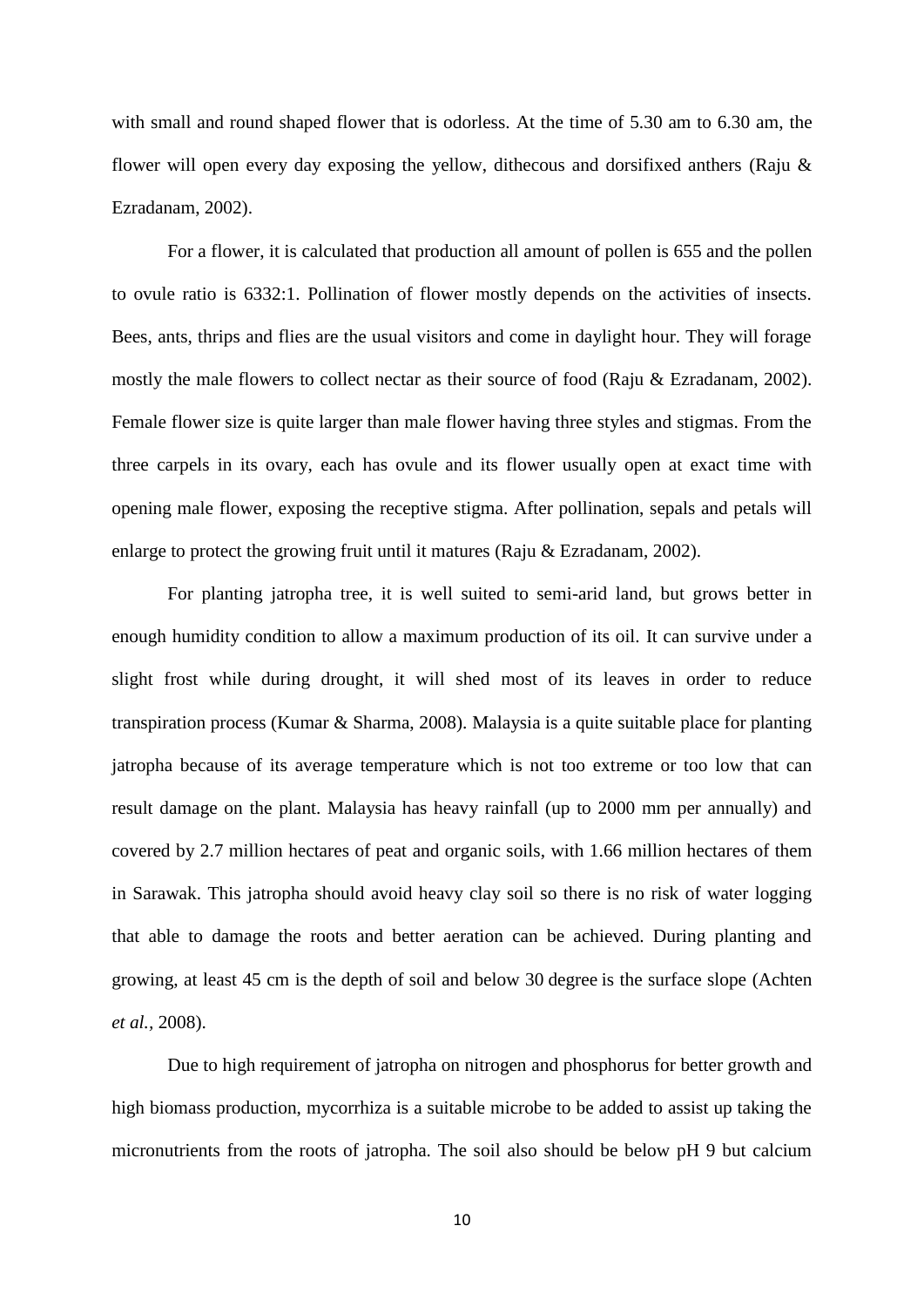with small and round shaped flower that is odorless. At the time of 5.30 am to 6.30 am, the flower will open every day exposing the yellow, dithecous and dorsifixed anthers (Raju & Ezradanam, 2002).

For a flower, it is calculated that production all amount of pollen is 655 and the pollen to ovule ratio is 6332:1. Pollination of flower mostly depends on the activities of insects. Bees, ants, thrips and flies are the usual visitors and come in daylight hour. They will forage mostly the male flowers to collect nectar as their source of food (Raju & Ezradanam, 2002). Female flower size is quite larger than male flower having three styles and stigmas. From the three carpels in its ovary, each has ovule and its flower usually open at exact time with opening male flower, exposing the receptive stigma. After pollination, sepals and petals will enlarge to protect the growing fruit until it matures (Raju & Ezradanam, 2002).

For planting jatropha tree, it is well suited to semi-arid land, but grows better in enough humidity condition to allow a maximum production of its oil. It can survive under a slight frost while during drought, it will shed most of its leaves in order to reduce transpiration process (Kumar & Sharma, 2008). Malaysia is a quite suitable place for planting jatropha because of its average temperature which is not too extreme or too low that can result damage on the plant. Malaysia has heavy rainfall (up to 2000 mm per annually) and covered by 2.7 million hectares of peat and organic soils, with 1.66 million hectares of them in Sarawak. This jatropha should avoid heavy clay soil so there is no risk of water logging that able to damage the roots and better aeration can be achieved. During planting and growing, at least 45 cm is the depth of soil and below 30 degree is the surface slope (Achten *et al.*, 2008).

Due to high requirement of jatropha on nitrogen and phosphorus for better growth and high biomass production, mycorrhiza is a suitable microbe to be added to assist up taking the micronutrients from the roots of jatropha. The soil also should be below pH 9 but calcium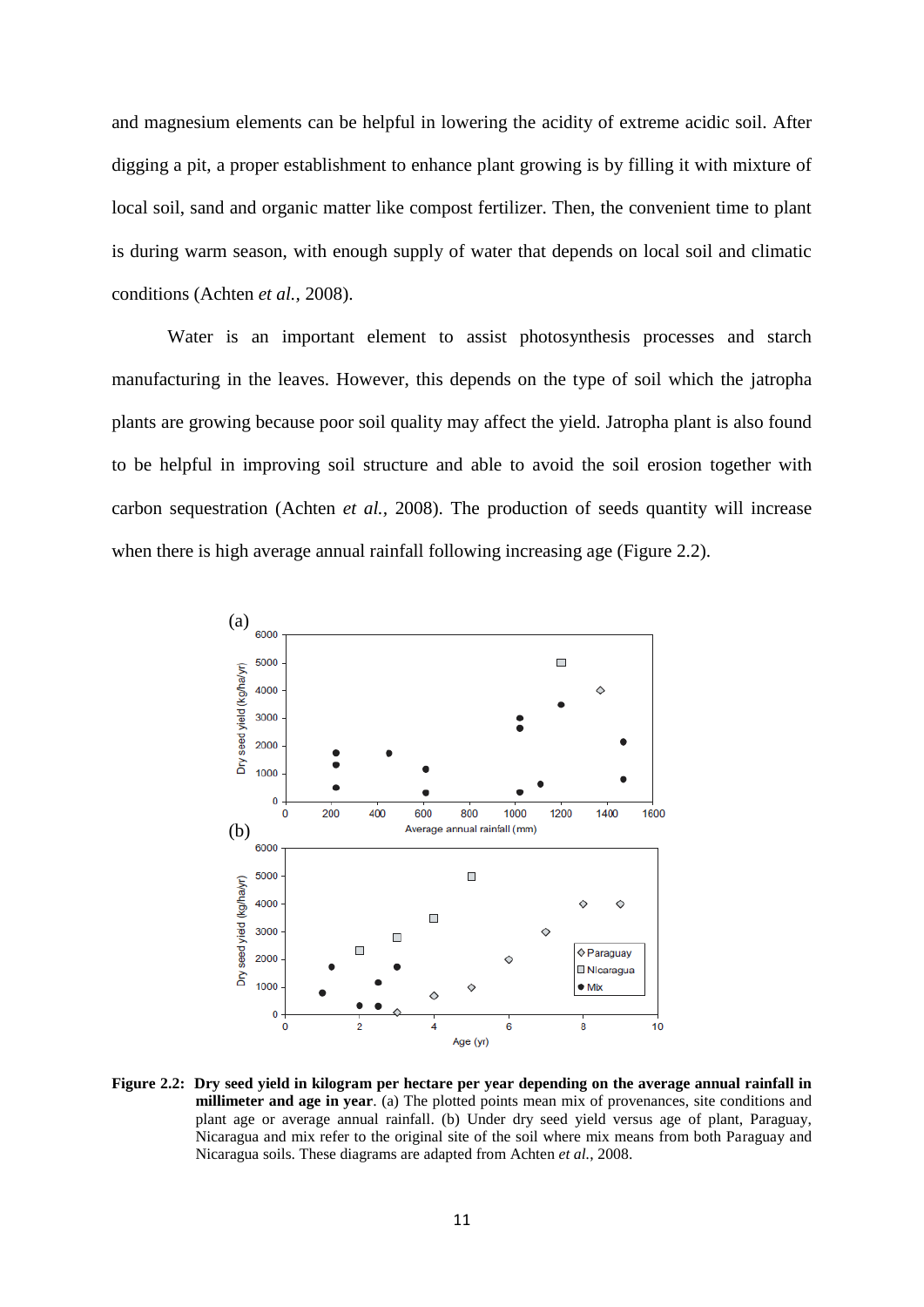and magnesium elements can be helpful in lowering the acidity of extreme acidic soil. After digging a pit, a proper establishment to enhance plant growing is by filling it with mixture of local soil, sand and organic matter like compost fertilizer. Then, the convenient time to plant is during warm season, with enough supply of water that depends on local soil and climatic conditions (Achten *et al.*, 2008).

Water is an important element to assist photosynthesis processes and starch manufacturing in the leaves. However, this depends on the type of soil which the jatropha plants are growing because poor soil quality may affect the yield. Jatropha plant is also found to be helpful in improving soil structure and able to avoid the soil erosion together with carbon sequestration (Achten *et al.*, 2008). The production of seeds quantity will increase when there is high average annual rainfall following increasing age (Figure 2.2).

**Figure 2.2: Dry seed yield in kilogram per hectare per year depending on the average annual rainfall in millimeter and age in year**. (a) The plotted points mean mix of provenances, site conditions and plant age or average annual rainfall. (b) Under dry seed yield versus age of plant, Paraguay, Nicaragua and mix refer to the original site of the soil where mix means from both Paraguay and Nicaragua soils. These diagrams are adapted from Achten *et al.*, 2008.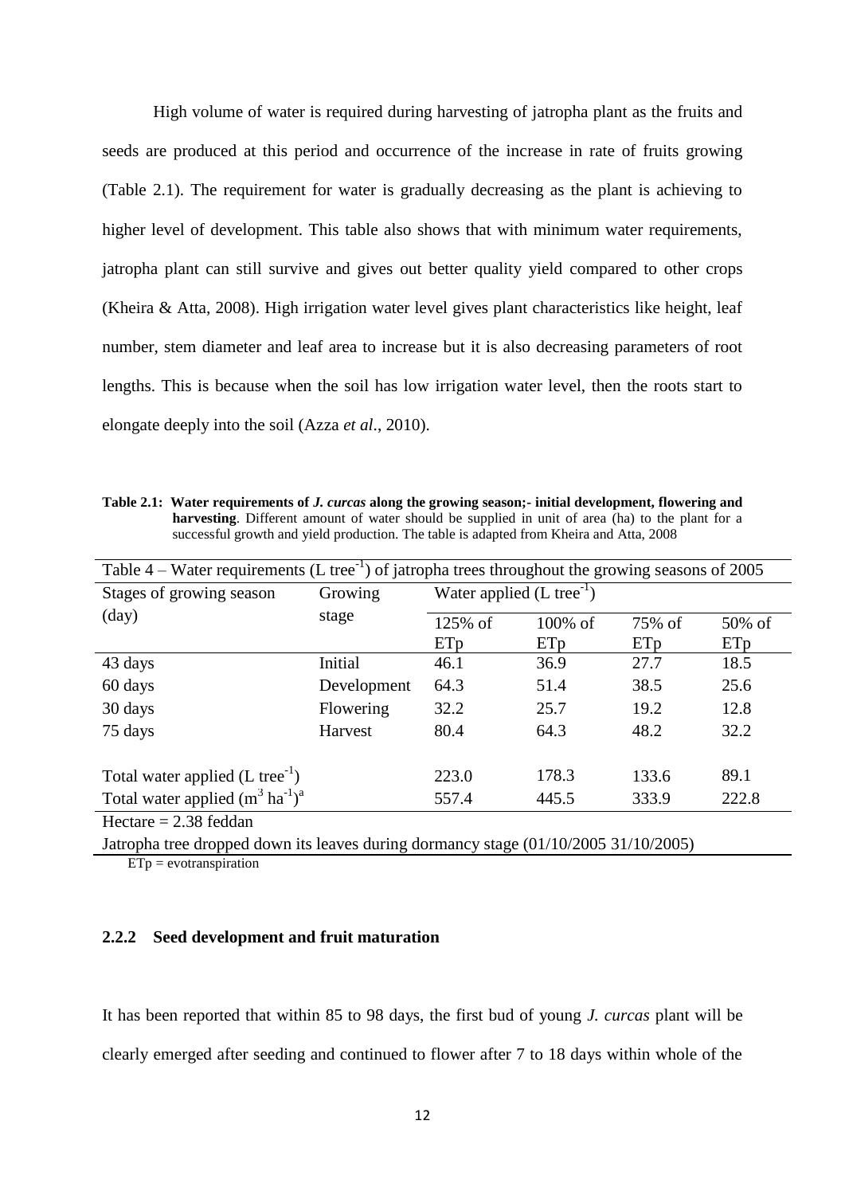High volume of water is required during harvesting of jatropha plant as the fruits and seeds are produced at this period and occurrence of the increase in rate of fruits growing (Table 2.1). The requirement for water is gradually decreasing as the plant is achieving to higher level of development. This table also shows that with minimum water requirements, jatropha plant can still survive and gives out better quality yield compared to other crops (Kheira & Atta, 2008). High irrigation water level gives plant characteristics like height, leaf number, stem diameter and leaf area to increase but it is also decreasing parameters of root lengths. This is because when the soil has low irrigation water level, then the roots start to elongate deeply into the soil (Azza *et al*., 2010).

**Table 2.1: Water requirements of *J. curcas* along the growing season;- initial development, flowering and harvesting**. Different amount of water should be supplied in unit of area (ha) to the plant for a successful growth and yield production. The table is adapted from Kheira and Atta, 2008

Table 4 – Water requirements (L $tree^{-1}$) of jatropha trees throughout the growing seasons of 2005

| Stages of growing season (day) | Growing stage | Water applied (L $tree^{-1}$) | | | |
|---|---|---|---|---|---|
| | | 125% of ETp | 100% of ETp | 75% of ETp | 50% of ETp |
| 43 days | Initial | 46.1 | 36.9 | 27.7 | 18.5 |
| 60 days | Development | 64.3 | 51.4 | 38.5 | 25.6 |
| 30 days | Flowering | 32.2 | 25.7 | 19.2 | 12.8 |
| 75 days | Harvest | 80.4 | 64.3 | 48.2 | 32.2 |
| Total water applied (L $tree^{-1}$) | | 223.0 | 178.3 | 133.6 | 89.1 |
| Total water applied ($m^3$ $ha^{-1}$)[a] | | 557.4 | 445.5 | 333.9 | 222.8 |

Hectare = 2.38 feddan

Jatropha tree dropped down its leaves during dormancy stage (01/10/2005 31/10/2005)

ETp = evotranspiration

### 2.2.2 Seed development and fruit maturation

It has been reported that within 85 to 98 days, the first bud of young *J. curcas* plant will be clearly emerged after seeding and continued to flower after 7 to 18 days within whole of the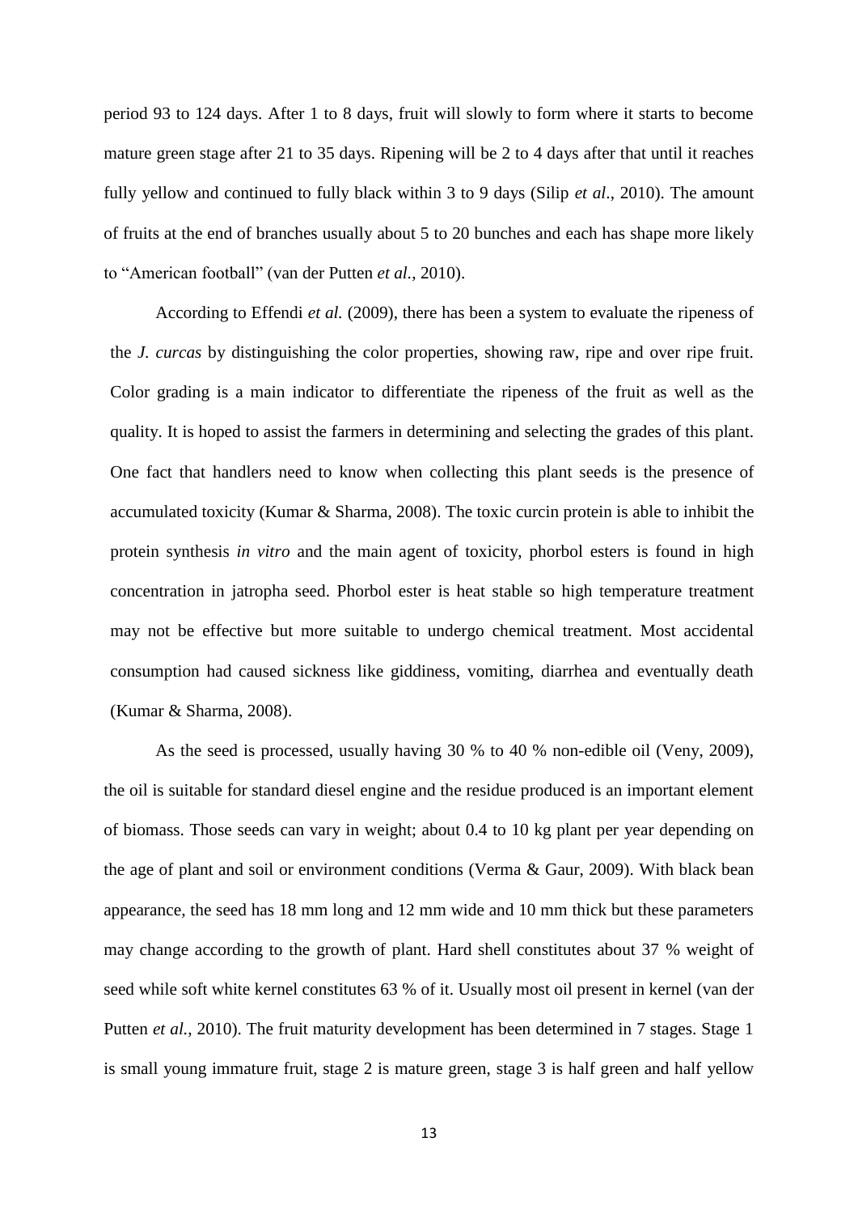period 93 to 124 days. After 1 to 8 days, fruit will slowly to form where it starts to become mature green stage after 21 to 35 days. Ripening will be 2 to 4 days after that until it reaches fully yellow and continued to fully black within 3 to 9 days (Silip *et al*., 2010). The amount of fruits at the end of branches usually about 5 to 20 bunches and each has shape more likely to "American football" (van der Putten *et al*., 2010).

According to Effendi *et al.* (2009), there has been a system to evaluate the ripeness of the *J. curcas* by distinguishing the color properties, showing raw, ripe and over ripe fruit. Color grading is a main indicator to differentiate the ripeness of the fruit as well as the quality. It is hoped to assist the farmers in determining and selecting the grades of this plant. One fact that handlers need to know when collecting this plant seeds is the presence of accumulated toxicity (Kumar & Sharma, 2008). The toxic curcin protein is able to inhibit the protein synthesis *in vitro* and the main agent of toxicity, phorbol esters is found in high concentration in jatropha seed. Phorbol ester is heat stable so high temperature treatment may not be effective but more suitable to undergo chemical treatment. Most accidental consumption had caused sickness like giddiness, vomiting, diarrhea and eventually death (Kumar & Sharma, 2008).

As the seed is processed, usually having 30 % to 40 % non-edible oil (Veny, 2009), the oil is suitable for standard diesel engine and the residue produced is an important element of biomass. Those seeds can vary in weight; about 0.4 to 10 kg plant per year depending on the age of plant and soil or environment conditions (Verma & Gaur, 2009). With black bean appearance, the seed has 18 mm long and 12 mm wide and 10 mm thick but these parameters may change according to the growth of plant. Hard shell constitutes about 37 % weight of seed while soft white kernel constitutes 63 % of it. Usually most oil present in kernel (van der Putten *et al.*, 2010). The fruit maturity development has been determined in 7 stages. Stage 1 is small young immature fruit, stage 2 is mature green, stage 3 is half green and half yellow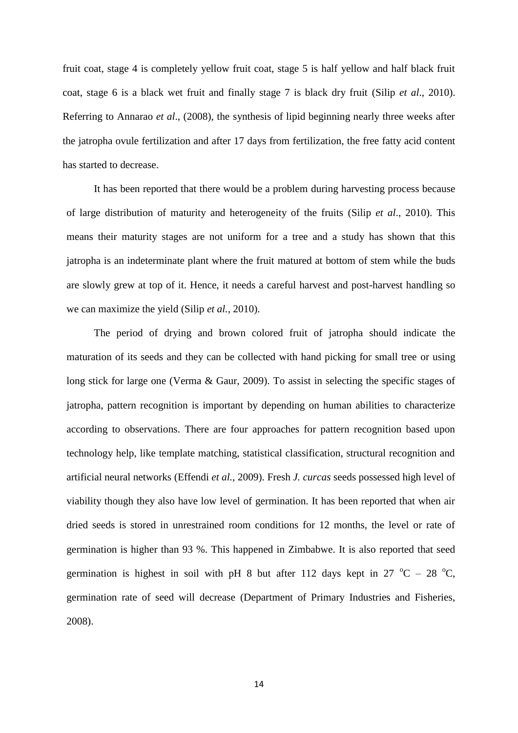fruit coat, stage 4 is completely yellow fruit coat, stage 5 is half yellow and half black fruit coat, stage 6 is a black wet fruit and finally stage 7 is black dry fruit (Silip *et al*., 2010). Referring to Annarao *et al*., (2008), the synthesis of lipid beginning nearly three weeks after the jatropha ovule fertilization and after 17 days from fertilization, the free fatty acid content has started to decrease.

It has been reported that there would be a problem during harvesting process because of large distribution of maturity and heterogeneity of the fruits (Silip *et al*., 2010). This means their maturity stages are not uniform for a tree and a study has shown that this jatropha is an indeterminate plant where the fruit matured at bottom of stem while the buds are slowly grew at top of it. Hence, it needs a careful harvest and post-harvest handling so we can maximize the yield (Silip *et al.*, 2010).

The period of drying and brown colored fruit of jatropha should indicate the maturation of its seeds and they can be collected with hand picking for small tree or using long stick for large one (Verma & Gaur, 2009). To assist in selecting the specific stages of jatropha, pattern recognition is important by depending on human abilities to characterize according to observations. There are four approaches for pattern recognition based upon technology help, like template matching, statistical classification, structural recognition and artificial neural networks (Effendi *et al.*, 2009). Fresh *J. curcas* seeds possessed high level of viability though they also have low level of germination. It has been reported that when air dried seeds is stored in unrestrained room conditions for 12 months, the level or rate of germination is higher than 93 %. This happened in Zimbabwe. It is also reported that seed germination is highest in soil with pH 8 but after 112 days kept in 27 $^{o}$C – 28 $^{o}$C, germination rate of seed will decrease (Department of Primary Industries and Fisheries, 2008).